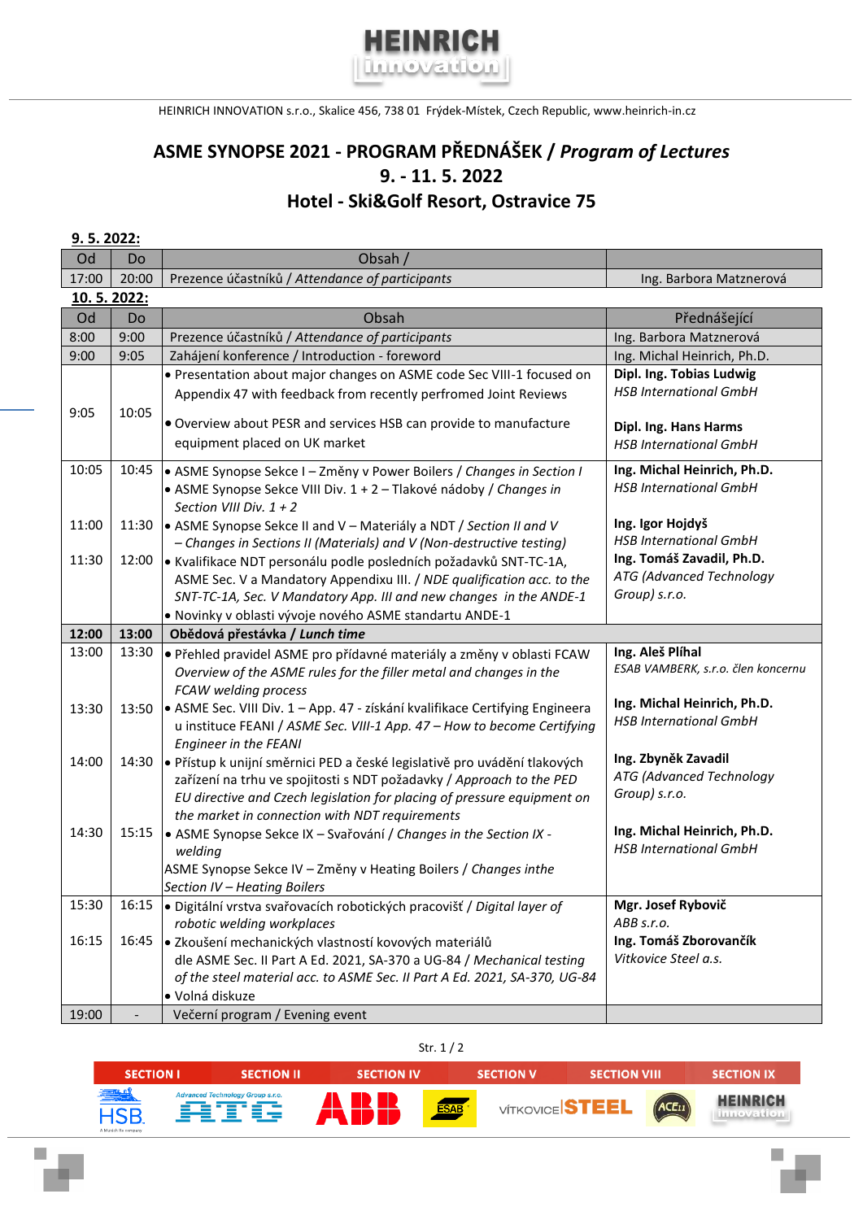HEINRICH INNOVATION s.r.o., Skalice 456, 738 01 Frýdek-Místek, Czech Republic, www.heinrich-in.cz

# ASME SYNOPSE 2021 - PROGRAM PŘEDNÁŠEK / *Program of Lectures*

## 9. - 11. 5. 2022

## Hotel - Ski&Golf Resort, Ostravice 75

**9. 5. 2022:**

| Od | Do | Obsah / | |
|---|---|---|---|
| 17:00 | 20:00 | Prezence účastníků / *Attendance of participants* | Ing. Barbora Matznerová |

**10. 5. 2022:**

| Od | Do | Obsah | Přednášející |
|---|---|---|---|
| 8:00 | 9:00 | Prezence účastníků / *Attendance of participants* | Ing. Barbora Matznerová |
| 9:00 | 9:05 | Zahájení konference / Introduction - foreword | Ing. Michal Heinrich, Ph.D. |
| 9:05 | 10:05 | • Presentation about major changes on ASME code Sec VIII-1 focused on Appendix 47 with feedback from recently perfromed Joint Reviews<br>• Overview about PESR and services HSB can provide to manufacture equipment placed on UK market | **Dipl. Ing. Tobias Ludwig**<br>*HSB International GmbH*<br>**Dipl. Ing. Hans Harms**<br>*HSB International GmbH* |
| 10:05 | 10:45 | • ASME Synopse Sekce I – Změny v Power Boilers / *Changes in Section I*<br>• ASME Synopse Sekce VIII Div. 1 + 2 – Tlakové nádoby / *Changes in Section VIII Div. 1 + 2* | **Ing. Michal Heinrich, Ph.D.**<br>*HSB International GmbH* |
| 11:00 | 11:30 | • ASME Synopse Sekce II and V – Materiály a NDT / *Section II and V – Changes in Sections II (Materials) and V (Non-destructive testing)* | **Ing. Igor Hojdyš**<br>*HSB International GmbH* |
| 11:30 | 12:00 | • Kvalifikace NDT personálu podle posledních požadavků SNT-TC-1A, ASME Sec. V a Mandatory Appendixu III. / *NDE qualification acc. to the SNT-TC-1A, Sec. V Mandatory App. III and new changes in the ANDE-1*<br>• Novinky v oblasti vývoje nového ASME standartu ANDE-1 | **Ing. Tomáš Zavadil, Ph.D.**<br>*ATG (Advanced Technology Group) s.r.o.* |
| **12:00** | **13:00** | **Obědová přestávka / *Lunch time*** | |
| 13:00 | 13:30 | • Přehled pravidel ASME pro přídavné materiály a změny v oblasti FCAW *Overview of the ASME rules for the filler metal and changes in the FCAW welding process* | **Ing. Aleš Plíhal**<br>*ESAB VAMBERK, s.r.o. člen koncernu* |
| 13:30 | 13:50 | • ASME Sec. VIII Div. 1 – App. 47 - získání kvalifikace Certifying Engineera u instituce FEANI / *ASME Sec. VIII-1 App. 47 – How to become Certifying Engineer in the FEANI* | **Ing. Michal Heinrich, Ph.D.**<br>*HSB International GmbH* |
| 14:00 | 14:30 | • Přístup k unijní směrnici PED a české legislativě pro uvádění tlakových zařízení na trhu ve spojitosti s NDT požadavky / *Approach to the PED EU directive and Czech legislation for placing of pressure equipment on the market in connection with NDT requirements* | **Ing. Zbyněk Zavadil**<br>*ATG (Advanced Technology Group) s.r.o.* |
| 14:30 | 15:15 | • ASME Synopse Sekce IX – Svařování / *Changes in the Section IX - welding*<br>ASME Synopse Sekce IV – Změny v Heating Boilers / *Changes inthe Section IV – Heating Boilers* | **Ing. Michal Heinrich, Ph.D.**<br>*HSB International GmbH* |
| 15:30 | 16:15 | • Digitální vrstva svařovacích robotických pracovišť / *Digital layer of robotic welding workplaces* | **Mgr. Josef Rybovič**<br>*ABB s.r.o.* |
| 16:15 | 16:45 | • Zkoušení mechanických vlastností kovových materiálů dle ASME Sec. II Part A Ed. 2021, SA-370 a UG-84 / *Mechanical testing of the steel material acc. to ASME Sec. II Part A Ed. 2021, SA-370, UG-84*<br>• Volná diskuze | **Ing. Tomáš Zborovančík**<br>*Vitkovice Steel a.s.* |
| 19:00 | - | Večerní program / Evening event | |

SECTION I | SECTION II | SECTION IV | SECTION V | SECTION VIII | SECTION IX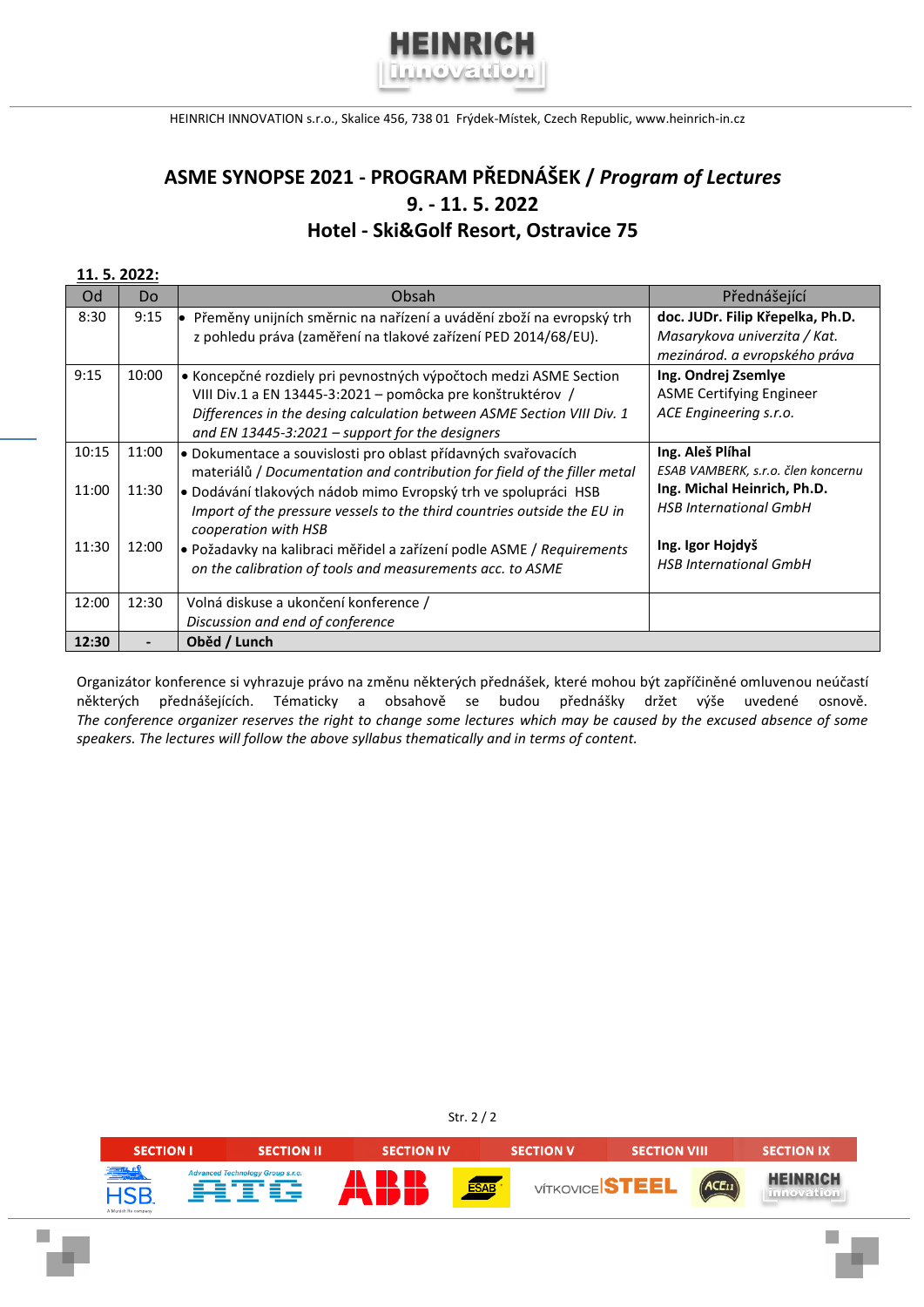HEINRICH INNOVATION s.r.o., Skalice 456, 738 01 Frýdek-Místek, Czech Republic, www.heinrich-in.cz

# ASME SYNOPSE 2021 - PROGRAM PŘEDNÁŠEK / *Program of Lectures*

## 9. - 11. 5. 2022

## Hotel - Ski&Golf Resort, Ostravice 75

**11. 5. 2022:**

| Od | Do | Obsah | Přednášející |
|---|---|---|---|
| 8:30 | 9:15 | • Přeměny unijních směrnic na nařízení a uvádění zboží na evropský trh z pohledu práva (zaměření na tlakové zařízení PED 2014/68/EU). | **doc. JUDr. Filip Křepelka, Ph.D.** *Masarykova univerzita / Kat. mezinárod. a evropského práva* |
| 9:15 | 10:00 | • Koncepčné rozdiely pri pevnostných výpočtoch medzi ASME Section VIII Div.1 a EN 13445-3:2021 – pomôcka pre konštruktérov / *Differences in the desing calculation between ASME Section VIII Div. 1 and EN 13445-3:2021 – support for the designers* | **Ing. Ondrej Zsemlye** ASME Certifying Engineer *ACE Engineering s.r.o.* |
| 10:15 | 11:00 | • Dokumentace a souvislosti pro oblast přídavných svařovacích materiálů / *Documentation and contribution for field of the filler metal* | **Ing. Aleš Plíhal** *ESAB VAMBERK, s.r.o. člen koncernu* |
| 11:00 | 11:30 | • Dodávání tlakových nádob mimo Evropský trh ve spolupráci HSB *Import of the pressure vessels to the third countries outside the EU in cooperation with HSB* | **Ing. Michal Heinrich, Ph.D.** *HSB International GmbH* |
| 11:30 | 12:00 | • Požadavky na kalibraci měřidel a zařízení podle ASME / *Requirements on the calibration of tools and measurements acc. to ASME* | **Ing. Igor Hojdyš** *HSB International GmbH* |
| 12:00 | 12:30 | Volná diskuse a ukončení konference / *Discussion and end of conference* | |
| **12:30** | **-** | **Oběd / Lunch** | |

Organizátor konference si vyhrazuje právo na změnu některých přednášek, které mohou být zapříčiněné omluvenou neúčastí některých přednášejících. Tématicky a obsahově se budou přednášky držet výše uvedené osnově.
*The conference organizer reserves the right to change some lectures which may be caused by the excused absence of some speakers. The lectures will follow the above syllabus thematically and in terms of content.*

SECTION I | SECTION II | SECTION IV | SECTION V | SECTION VIII | SECTION IX